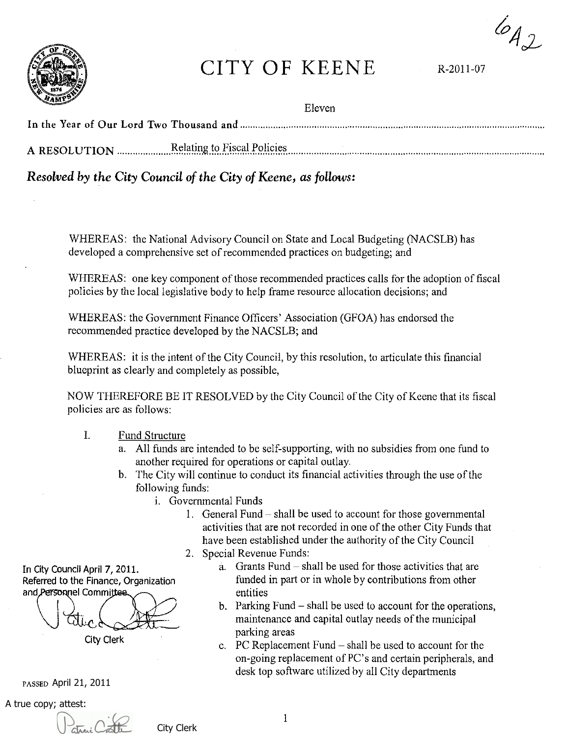6A2

# CITY OF KEENE

R-2011-07

In the Year of Our Lord Two Thousand and Eleven

A RESOLUTION Relating to Fiscal Policies

***Resolved by the City Council of the City of Keene, as follows:***

WHEREAS: the National Advisory Council on State and Local Budgeting (NACSLB) has developed a comprehensive set of recommended practices on budgeting; and

WHEREAS: one key component of those recommended practices calls for the adoption of fiscal policies by the local legislative body to help frame resource allocation decisions; and

WHEREAS: the Government Finance Officers' Association (GFOA) has endorsed the recommended practice developed by the NACSLB; and

WHEREAS: it is the intent of the City Council, by this resolution, to articulate this financial blueprint as clearly and completely as possible,

NOW THEREFORE BE IT RESOLVED by the City Council of the City of Keene that its fiscal policies are as follows:

I. Fund Structure
   a. All funds are intended to be self-supporting, with no subsidies from one fund to another required for operations or capital outlay.
   b. The City will continue to conduct its financial activities through the use of the following funds:
      i. Governmental Funds
         1. General Fund – shall be used to account for those governmental activities that are not recorded in one of the other City Funds that have been established under the authority of the City Council
         2. Special Revenue Funds:
            a. Grants Fund – shall be used for those activities that are funded in part or in whole by contributions from other entities
            b. Parking Fund – shall be used to account for the operations, maintenance and capital outlay needs of the municipal parking areas
            c. PC Replacement Fund – shall be used to account for the on-going replacement of PC's and certain peripherals, and desk top software utilized by all City departments

In City Council April 7, 2011.
Referred to the Finance, Organization and Personnel Committee.

City Clerk

PASSED April 21, 2011

A true copy; attest:

City Clerk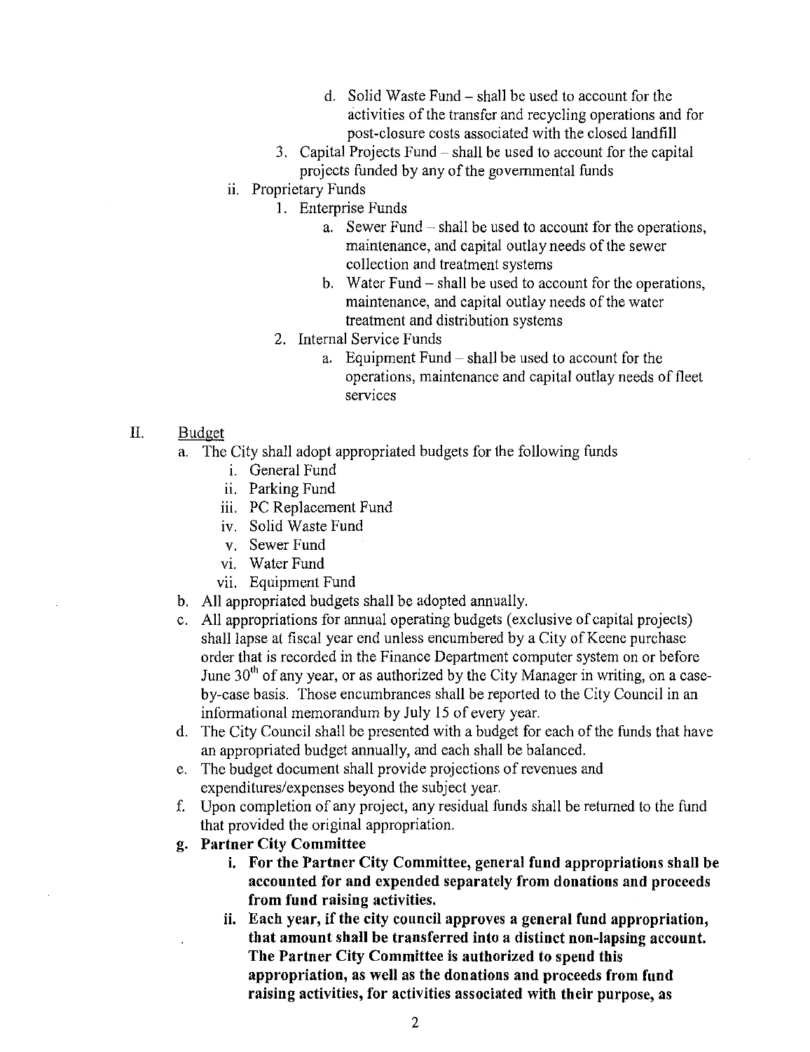- d. Solid Waste Fund – shall be used to account for the activities of the transfer and recycling operations and for post-closure costs associated with the closed landfill
  3. Capital Projects Fund – shall be used to account for the capital projects funded by any of the governmental funds
- ii. Proprietary Funds
  1. Enterprise Funds
     - a. Sewer Fund – shall be used to account for the operations, maintenance, and capital outlay needs of the sewer collection and treatment systems
     - b. Water Fund – shall be used to account for the operations, maintenance, and capital outlay needs of the water treatment and distribution systems
  2. Internal Service Funds
     - a. Equipment Fund – shall be used to account for the operations, maintenance and capital outlay needs of fleet services

II. <u>Budget</u>

- a. The City shall adopt appropriated budgets for the following funds
  - i. General Fund
  - ii. Parking Fund
  - iii. PC Replacement Fund
  - iv. Solid Waste Fund
  - v. Sewer Fund
  - vi. Water Fund
  - vii. Equipment Fund
- b. All appropriated budgets shall be adopted annually.
- c. All appropriations for annual operating budgets (exclusive of capital projects) shall lapse at fiscal year end unless encumbered by a City of Keene purchase order that is recorded in the Finance Department computer system on or before June 30th of any year, or as authorized by the City Manager in writing, on a case-by-case basis. Those encumbrances shall be reported to the City Council in an informational memorandum by July 15 of every year.
- d. The City Council shall be presented with a budget for each of the funds that have an appropriated budget annually, and each shall be balanced.
- e. The budget document shall provide projections of revenues and expenditures/expenses beyond the subject year.
- f. Upon completion of any project, any residual funds shall be returned to the fund that provided the original appropriation.
- **g. Partner City Committee**
  - **i. For the Partner City Committee, general fund appropriations shall be accounted for and expended separately from donations and proceeds from fund raising activities.**
  - **ii. Each year, if the city council approves a general fund appropriation, that amount shall be transferred into a distinct non-lapsing account. The Partner City Committee is authorized to spend this appropriation, as well as the donations and proceeds from fund raising activities, for activities associated with their purpose, as**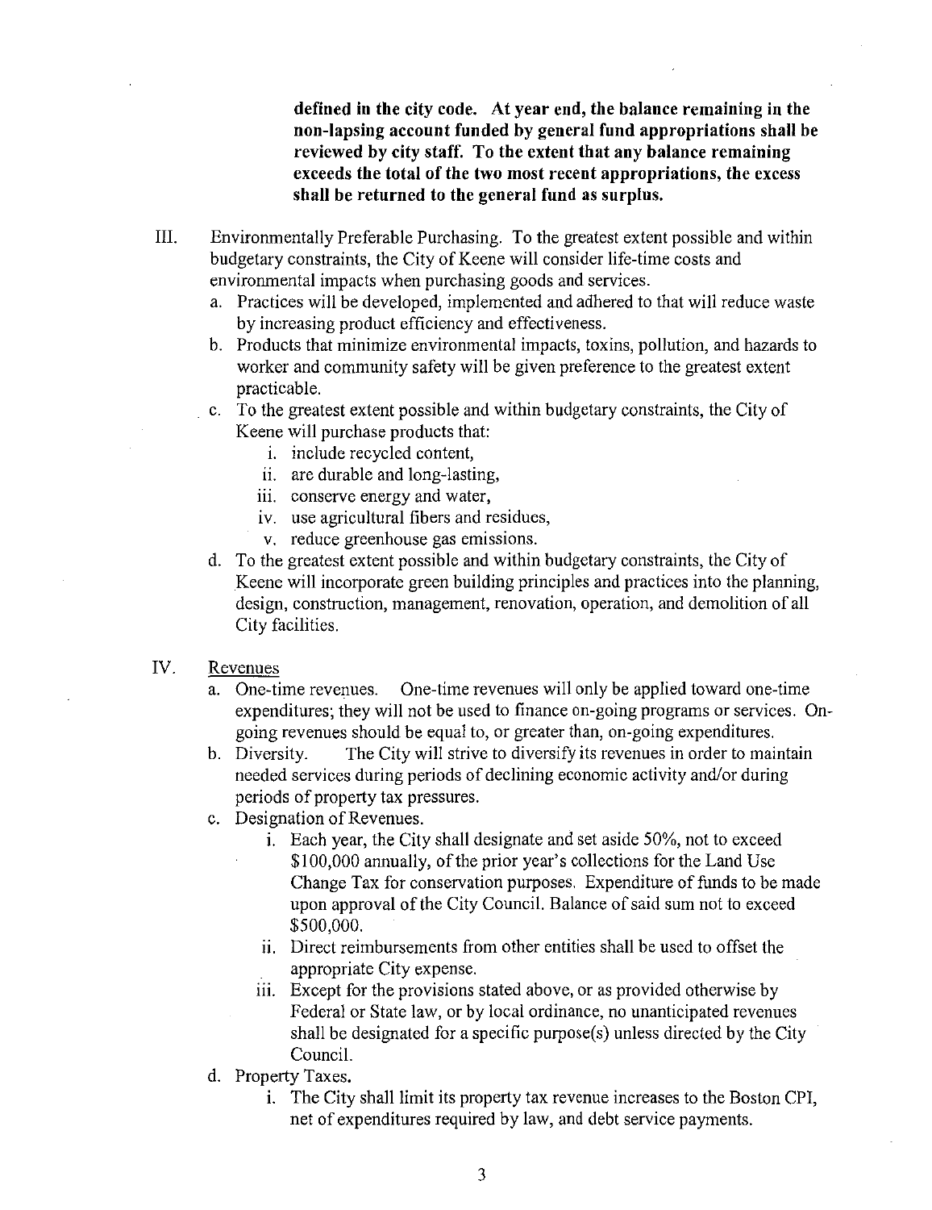**defined in the city code. At year end, the balance remaining in the non-lapsing account funded by general fund appropriations shall be reviewed by city staff. To the extent that any balance remaining exceeds the total of the two most recent appropriations, the excess shall be returned to the general fund as surplus.**

III. Environmentally Preferable Purchasing. To the greatest extent possible and within budgetary constraints, the City of Keene will consider life-time costs and environmental impacts when purchasing goods and services.

   a. Practices will be developed, implemented and adhered to that will reduce waste by increasing product efficiency and effectiveness.
   b. Products that minimize environmental impacts, toxins, pollution, and hazards to worker and community safety will be given preference to the greatest extent practicable.
   c. To the greatest extent possible and within budgetary constraints, the City of Keene will purchase products that:
      i. include recycled content,
      ii. are durable and long-lasting,
      iii. conserve energy and water,
      iv. use agricultural fibers and residues,
      v. reduce greenhouse gas emissions.
   d. To the greatest extent possible and within budgetary constraints, the City of Keene will incorporate green building principles and practices into the planning, design, construction, management, renovation, operation, and demolition of all City facilities.

IV. Revenues

   a. One-time revenues. One-time revenues will only be applied toward one-time expenditures; they will not be used to finance on-going programs or services. On-going revenues should be equal to, or greater than, on-going expenditures.
   b. Diversity. The City will strive to diversify its revenues in order to maintain needed services during periods of declining economic activity and/or during periods of property tax pressures.
   c. Designation of Revenues.
      i. Each year, the City shall designate and set aside 50%, not to exceed $100,000 annually, of the prior year's collections for the Land Use Change Tax for conservation purposes. Expenditure of funds to be made upon approval of the City Council. Balance of said sum not to exceed $500,000.
      ii. Direct reimbursements from other entities shall be used to offset the appropriate City expense.
      iii. Except for the provisions stated above, or as provided otherwise by Federal or State law, or by local ordinance, no unanticipated revenues shall be designated for a specific purpose(s) unless directed by the City Council.
   d. Property Taxes.
      i. The City shall limit its property tax revenue increases to the Boston CPI, net of expenditures required by law, and debt service payments.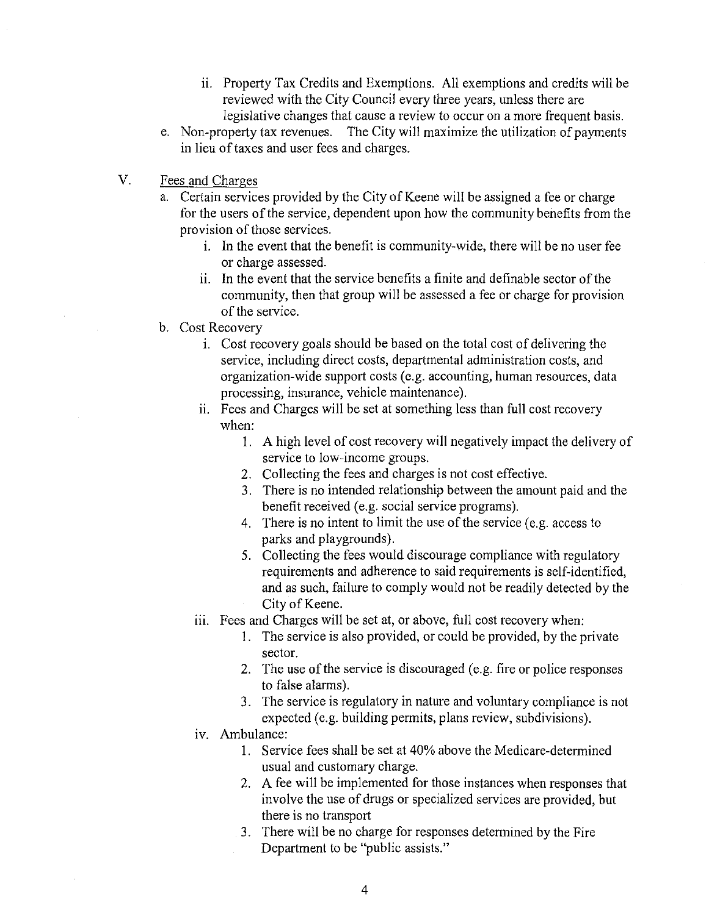ii. Property Tax Credits and Exemptions. All exemptions and credits will be reviewed with the City Council every three years, unless there are legislative changes that cause a review to occur on a more frequent basis.

e. Non-property tax revenues. The City will maximize the utilization of payments in lieu of taxes and user fees and charges.

V. <u>Fees and Charges</u>

a. Certain services provided by the City of Keene will be assigned a fee or charge for the users of the service, dependent upon how the community benefits from the provision of those services.
   i. In the event that the benefit is community-wide, there will be no user fee or charge assessed.
   ii. In the event that the service benefits a finite and definable sector of the community, then that group will be assessed a fee or charge for provision of the service.

b. Cost Recovery
   i. Cost recovery goals should be based on the total cost of delivering the service, including direct costs, departmental administration costs, and organization-wide support costs (e.g. accounting, human resources, data processing, insurance, vehicle maintenance).
   ii. Fees and Charges will be set at something less than full cost recovery when:
      1. A high level of cost recovery will negatively impact the delivery of service to low-income groups.
      2. Collecting the fees and charges is not cost effective.
      3. There is no intended relationship between the amount paid and the benefit received (e.g. social service programs).
      4. There is no intent to limit the use of the service (e.g. access to parks and playgrounds).
      5. Collecting the fees would discourage compliance with regulatory requirements and adherence to said requirements is self-identified, and as such, failure to comply would not be readily detected by the City of Keene.
   iii. Fees and Charges will be set at, or above, full cost recovery when:
      1. The service is also provided, or could be provided, by the private sector.
      2. The use of the service is discouraged (e.g. fire or police responses to false alarms).
      3. The service is regulatory in nature and voluntary compliance is not expected (e.g. building permits, plans review, subdivisions).
   iv. Ambulance:
      1. Service fees shall be set at 40% above the Medicare-determined usual and customary charge.
      2. A fee will be implemented for those instances when responses that involve the use of drugs or specialized services are provided, but there is no transport
      3. There will be no charge for responses determined by the Fire Department to be "public assists."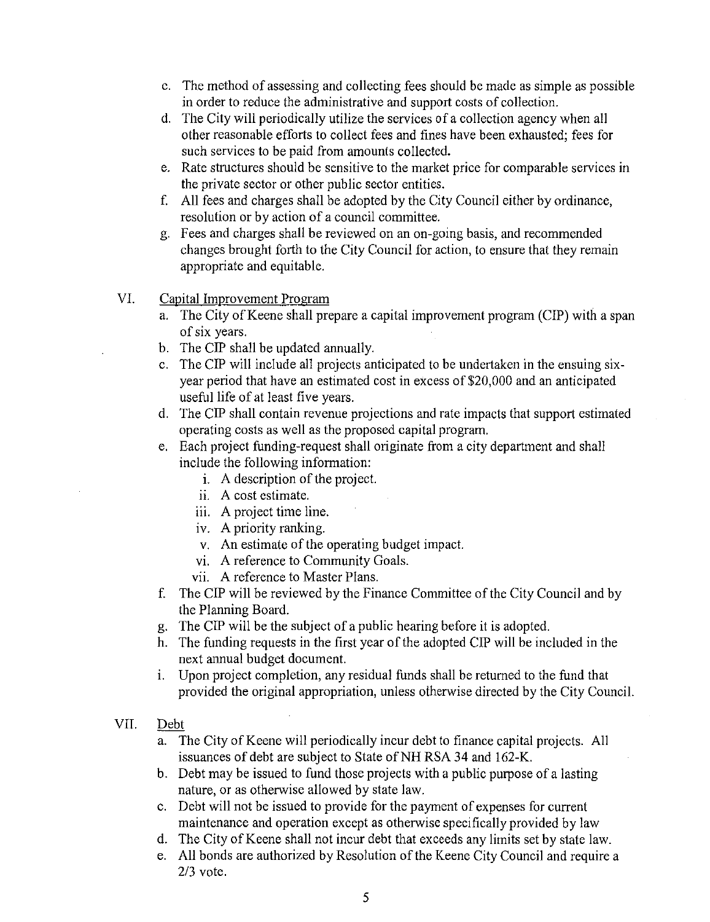c. The method of assessing and collecting fees should be made as simple as possible in order to reduce the administrative and support costs of collection.
d. The City will periodically utilize the services of a collection agency when all other reasonable efforts to collect fees and fines have been exhausted; fees for such services to be paid from amounts collected.
e. Rate structures should be sensitive to the market price for comparable services in the private sector or other public sector entities.
f. All fees and charges shall be adopted by the City Council either by ordinance, resolution or by action of a council committee.
g. Fees and charges shall be reviewed on an on-going basis, and recommended changes brought forth to the City Council for action, to ensure that they remain appropriate and equitable.

VI. Capital Improvement Program

a. The City of Keene shall prepare a capital improvement program (CIP) with a span of six years.
b. The CIP shall be updated annually.
c. The CIP will include all projects anticipated to be undertaken in the ensuing six-year period that have an estimated cost in excess of $20,000 and an anticipated useful life of at least five years.
d. The CIP shall contain revenue projections and rate impacts that support estimated operating costs as well as the proposed capital program.
e. Each project funding-request shall originate from a city department and shall include the following information:
    i. A description of the project.
    ii. A cost estimate.
    iii. A project time line.
    iv. A priority ranking.
    v. An estimate of the operating budget impact.
    vi. A reference to Community Goals.
    vii. A reference to Master Plans.
f. The CIP will be reviewed by the Finance Committee of the City Council and by the Planning Board.
g. The CIP will be the subject of a public hearing before it is adopted.
h. The funding requests in the first year of the adopted CIP will be included in the next annual budget document.
i. Upon project completion, any residual funds shall be returned to the fund that provided the original appropriation, unless otherwise directed by the City Council.

VII. Debt

a. The City of Keene will periodically incur debt to finance capital projects. All issuances of debt are subject to State of NH RSA 34 and 162-K.
b. Debt may be issued to fund those projects with a public purpose of a lasting nature, or as otherwise allowed by state law.
c. Debt will not be issued to provide for the payment of expenses for current maintenance and operation except as otherwise specifically provided by law
d. The City of Keene shall not incur debt that exceeds any limits set by state law.
e. All bonds are authorized by Resolution of the Keene City Council and require a 2/3 vote.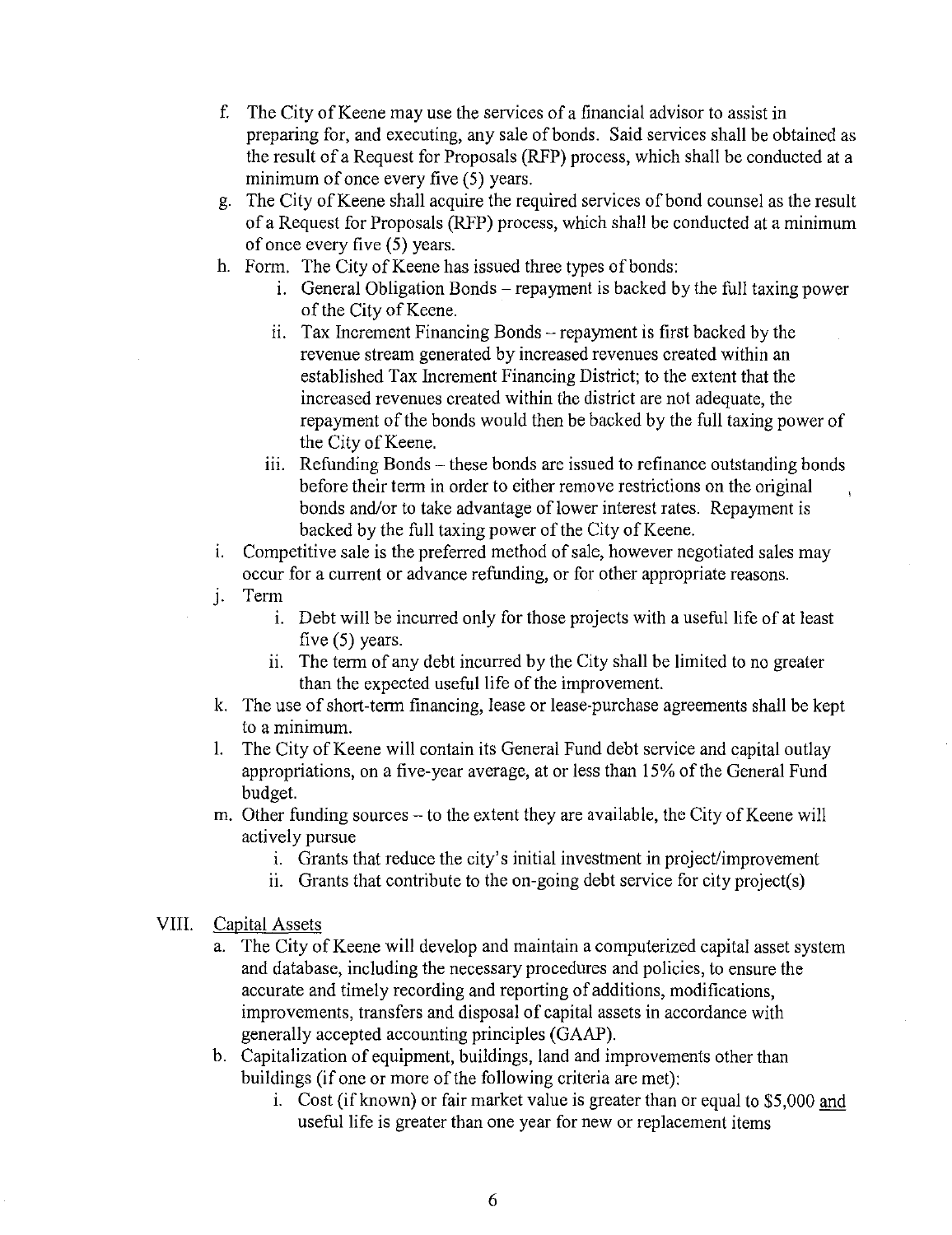f. The City of Keene may use the services of a financial advisor to assist in preparing for, and executing, any sale of bonds. Said services shall be obtained as the result of a Request for Proposals (RFP) process, which shall be conducted at a minimum of once every five (5) years.

g. The City of Keene shall acquire the required services of bond counsel as the result of a Request for Proposals (RFP) process, which shall be conducted at a minimum of once every five (5) years.

h. Form. The City of Keene has issued three types of bonds:
   i. General Obligation Bonds – repayment is backed by the full taxing power of the City of Keene.
   ii. Tax Increment Financing Bonds -- repayment is first backed by the revenue stream generated by increased revenues created within an established Tax Increment Financing District; to the extent that the increased revenues created within the district are not adequate, the repayment of the bonds would then be backed by the full taxing power of the City of Keene.
   iii. Refunding Bonds – these bonds are issued to refinance outstanding bonds before their term in order to either remove restrictions on the original bonds and/or to take advantage of lower interest rates. Repayment is backed by the full taxing power of the City of Keene.

i. Competitive sale is the preferred method of sale, however negotiated sales may occur for a current or advance refunding, or for other appropriate reasons.

j. Term
   i. Debt will be incurred only for those projects with a useful life of at least five (5) years.
   ii. The term of any debt incurred by the City shall be limited to no greater than the expected useful life of the improvement.

k. The use of short-term financing, lease or lease-purchase agreements shall be kept to a minimum.

l. The City of Keene will contain its General Fund debt service and capital outlay appropriations, on a five-year average, at or less than 15% of the General Fund budget.

m. Other funding sources -- to the extent they are available, the City of Keene will actively pursue
   i. Grants that reduce the city's initial investment in project/improvement
   ii. Grants that contribute to the on-going debt service for city project(s)

VIII. Capital Assets

a. The City of Keene will develop and maintain a computerized capital asset system and database, including the necessary procedures and policies, to ensure the accurate and timely recording and reporting of additions, modifications, improvements, transfers and disposal of capital assets in accordance with generally accepted accounting principles (GAAP).

b. Capitalization of equipment, buildings, land and improvements other than buildings (if one or more of the following criteria are met):
   i. Cost (if known) or fair market value is greater than or equal to $5,000 and useful life is greater than one year for new or replacement items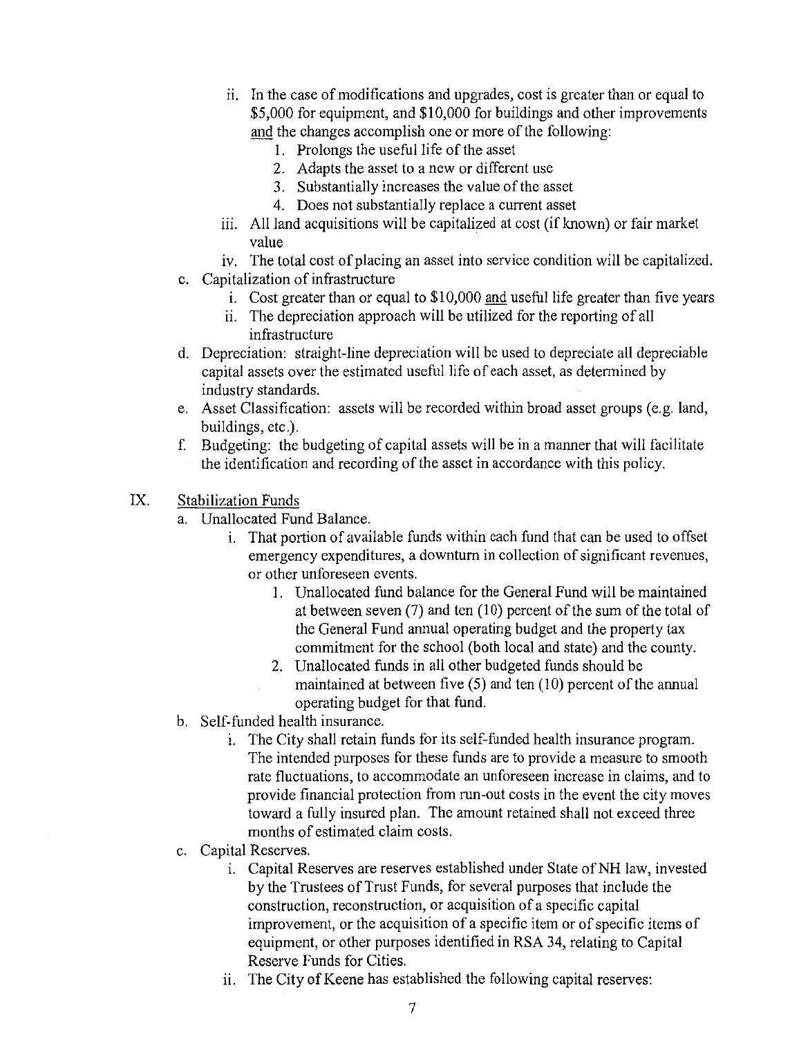ii. In the case of modifications and upgrades, cost is greater than or equal to $5,000 for equipment, and $10,000 for buildings and other improvements <u>and</u> the changes accomplish one or more of the following:
      1. Prolongs the useful life of the asset
      2. Adapts the asset to a new or different use
      3. Substantially increases the value of the asset
      4. Does not substantially replace a current asset
   iii. All land acquisitions will be capitalized at cost (if known) or fair market value
   iv. The total cost of placing an asset into service condition will be capitalized.

c. Capitalization of infrastructure
   i. Cost greater than or equal to $10,000 <u>and</u> useful life greater than five years
   ii. The depreciation approach will be utilized for the reporting of all infrastructure

d. Depreciation: straight-line depreciation will be used to depreciate all depreciable capital assets over the estimated useful life of each asset, as determined by industry standards.

e. Asset Classification: assets will be recorded within broad asset groups (e.g. land, buildings, etc.).

f. Budgeting: the budgeting of capital assets will be in a manner that will facilitate the identification and recording of the asset in accordance with this policy.

## IX. <u>Stabilization Funds</u>

a. Unallocated Fund Balance.
   i. That portion of available funds within each fund that can be used to offset emergency expenditures, a downturn in collection of significant revenues, or other unforeseen events.
      1. Unallocated fund balance for the General Fund will be maintained at between seven (7) and ten (10) percent of the sum of the total of the General Fund annual operating budget and the property tax commitment for the school (both local and state) and the county.
      2. Unallocated funds in all other budgeted funds should be maintained at between five (5) and ten (10) percent of the annual operating budget for that fund.

b. Self-funded health insurance.
   i. The City shall retain funds for its self-funded health insurance program. The intended purposes for these funds are to provide a measure to smooth rate fluctuations, to accommodate an unforeseen increase in claims, and to provide financial protection from run-out costs in the event the city moves toward a fully insured plan. The amount retained shall not exceed three months of estimated claim costs.

c. Capital Reserves.
   i. Capital Reserves are reserves established under State of NH law, invested by the Trustees of Trust Funds, for several purposes that include the construction, reconstruction, or acquisition of a specific capital improvement, or the acquisition of a specific item or of specific items of equipment, or other purposes identified in RSA 34, relating to Capital Reserve Funds for Cities.
   ii. The City of Keene has established the following capital reserves: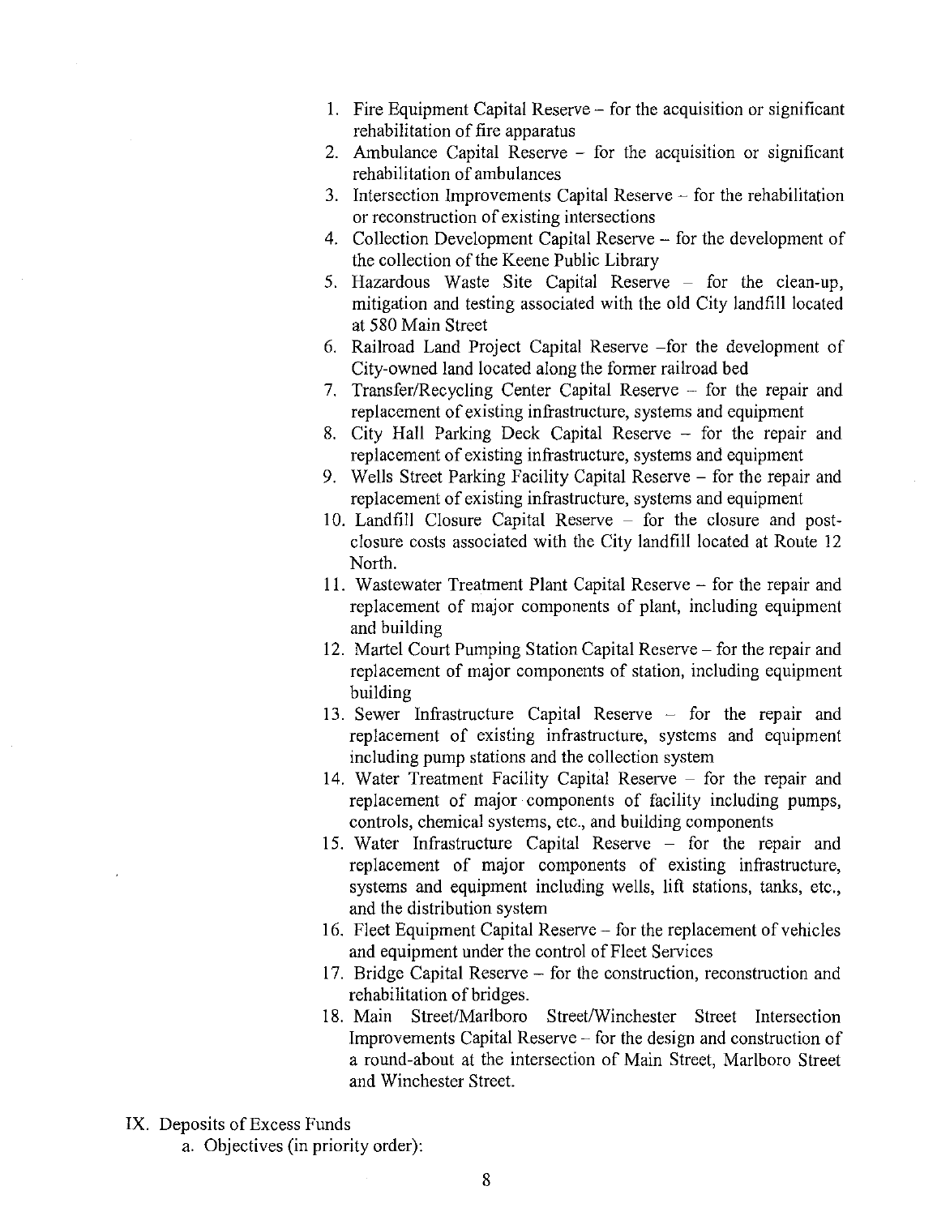1. Fire Equipment Capital Reserve – for the acquisition or significant rehabilitation of fire apparatus
2. Ambulance Capital Reserve – for the acquisition or significant rehabilitation of ambulances
3. Intersection Improvements Capital Reserve – for the rehabilitation or reconstruction of existing intersections
4. Collection Development Capital Reserve – for the development of the collection of the Keene Public Library
5. Hazardous Waste Site Capital Reserve – for the clean-up, mitigation and testing associated with the old City landfill located at 580 Main Street
6. Railroad Land Project Capital Reserve –for the development of City-owned land located along the former railroad bed
7. Transfer/Recycling Center Capital Reserve – for the repair and replacement of existing infrastructure, systems and equipment
8. City Hall Parking Deck Capital Reserve – for the repair and replacement of existing infrastructure, systems and equipment
9. Wells Street Parking Facility Capital Reserve – for the repair and replacement of existing infrastructure, systems and equipment
10. Landfill Closure Capital Reserve – for the closure and post-closure costs associated with the City landfill located at Route 12 North.
11. Wastewater Treatment Plant Capital Reserve – for the repair and replacement of major components of plant, including equipment and building
12. Martel Court Pumping Station Capital Reserve – for the repair and replacement of major components of station, including equipment building
13. Sewer Infrastructure Capital Reserve – for the repair and replacement of existing infrastructure, systems and equipment including pump stations and the collection system
14. Water Treatment Facility Capital Reserve – for the repair and replacement of major components of facility including pumps, controls, chemical systems, etc., and building components
15. Water Infrastructure Capital Reserve – for the repair and replacement of major components of existing infrastructure, systems and equipment including wells, lift stations, tanks, etc., and the distribution system
16. Fleet Equipment Capital Reserve – for the replacement of vehicles and equipment under the control of Fleet Services
17. Bridge Capital Reserve – for the construction, reconstruction and rehabilitation of bridges.
18. Main Street/Marlboro Street/Winchester Street Intersection Improvements Capital Reserve – for the design and construction of a round-about at the intersection of Main Street, Marlboro Street and Winchester Street.

IX. Deposits of Excess Funds

a. Objectives (in priority order):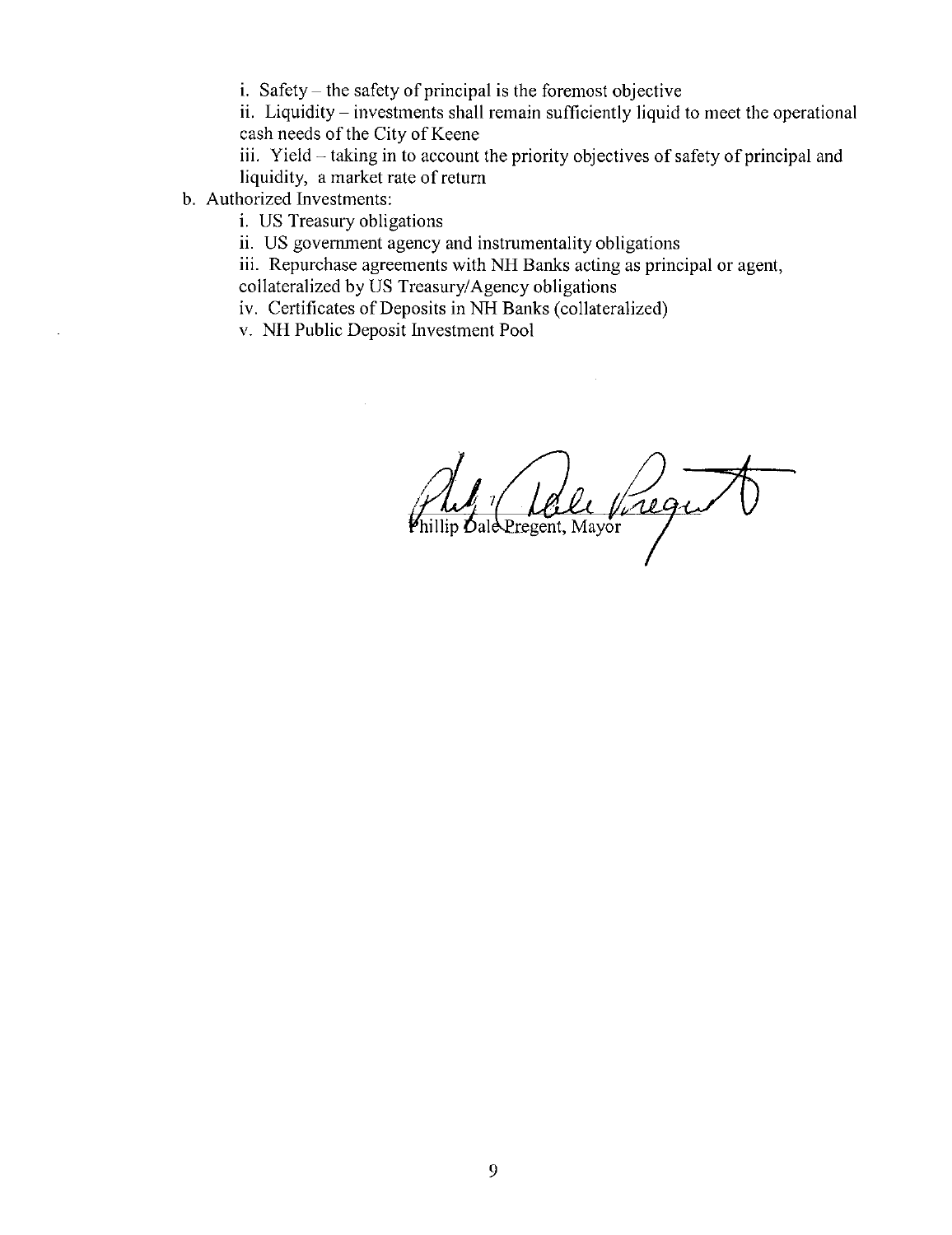i. Safety – the safety of principal is the foremost objective

   ii. Liquidity – investments shall remain sufficiently liquid to meet the operational cash needs of the City of Keene

   iii. Yield – taking in to account the priority objectives of safety of principal and liquidity, a market rate of return

b. Authorized Investments:

   i. US Treasury obligations

   ii. US government agency and instrumentality obligations

   iii. Repurchase agreements with NH Banks acting as principal or agent, collateralized by US Treasury/Agency obligations

   iv. Certificates of Deposits in NH Banks (collateralized)

   v. NH Public Deposit Investment Pool

Phillip Dale Pregent, Mayor